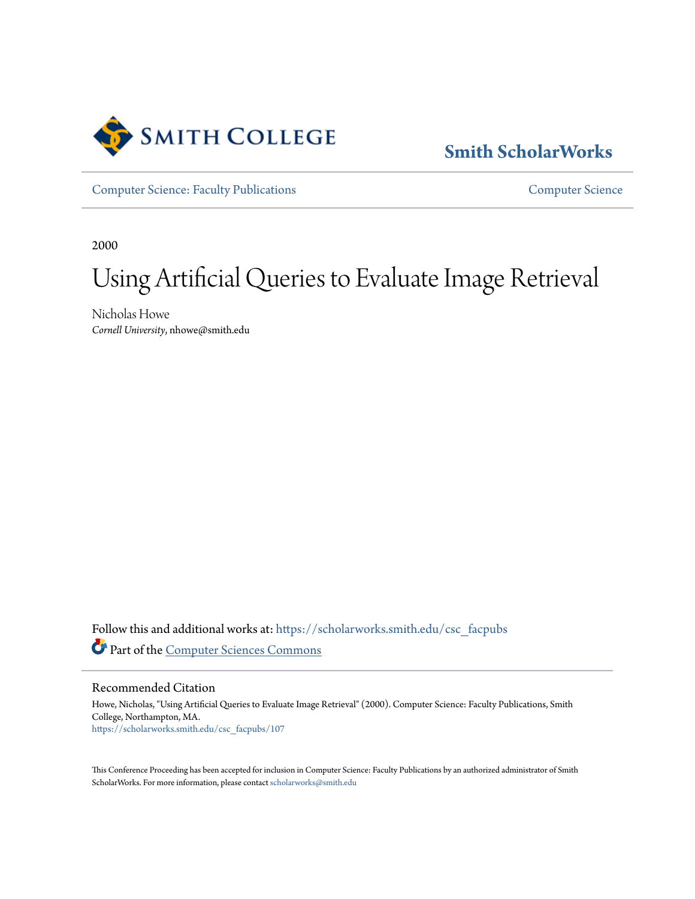Smith College

# Smith ScholarWorks

Computer Science: Faculty Publications | Computer Science

2000

# Using Artificial Queries to Evaluate Image Retrieval

Nicholas Howe
*Cornell University*, nhowe@smith.edu

Follow this and additional works at: https://scholarworks.smith.edu/csc_facpubs

Part of the Computer Sciences Commons

## Recommended Citation

Howe, Nicholas, "Using Artificial Queries to Evaluate Image Retrieval" (2000). Computer Science: Faculty Publications, Smith College, Northampton, MA.
https://scholarworks.smith.edu/csc_facpubs/107

This Conference Proceeding has been accepted for inclusion in Computer Science: Faculty Publications by an authorized administrator of Smith ScholarWorks. For more information, please contact scholarworks@smith.edu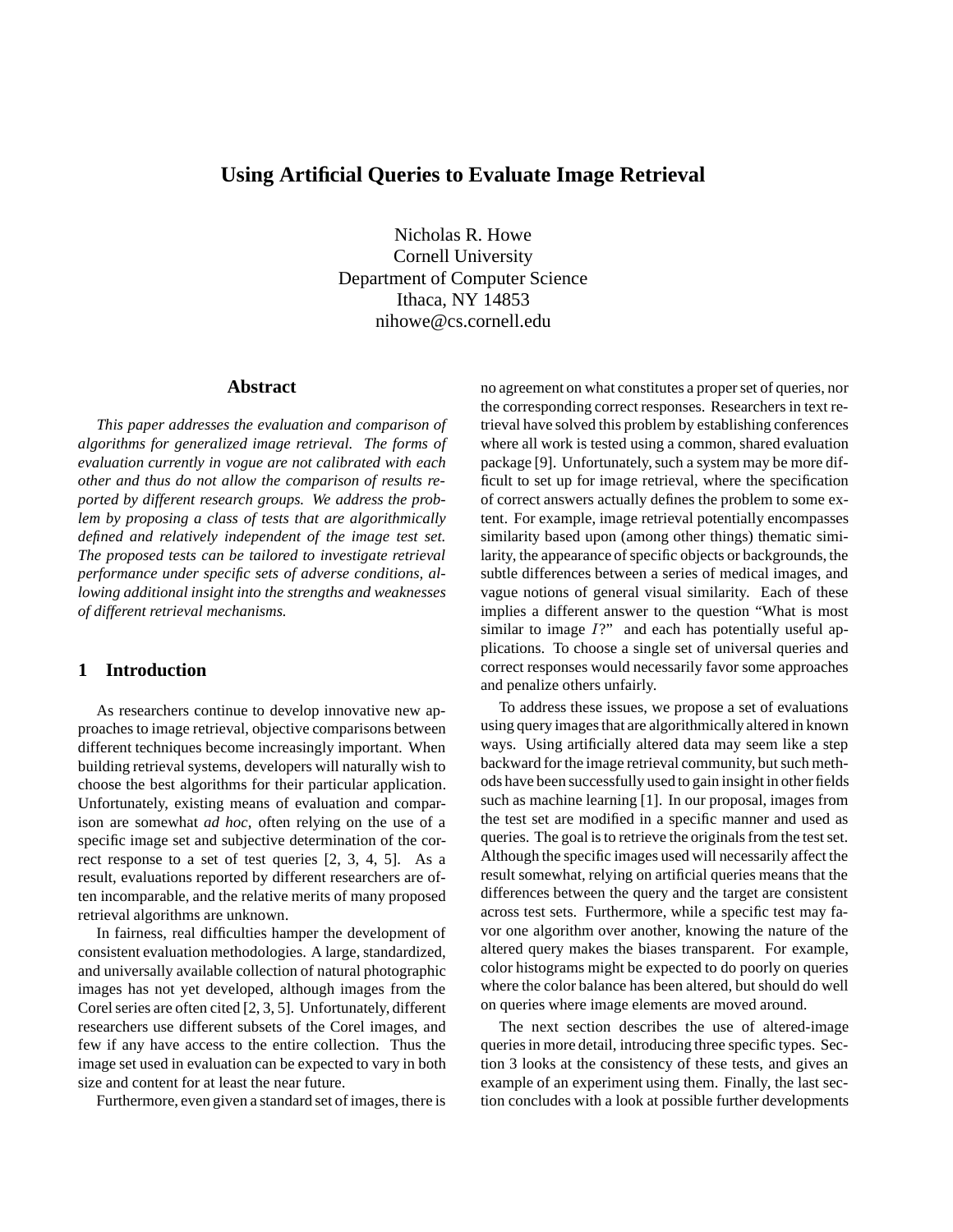# Using Artificial Queries to Evaluate Image Retrieval

Nicholas R. Howe
Cornell University
Department of Computer Science
Ithaca, NY 14853
nihowe@cs.cornell.edu

## Abstract

*This paper addresses the evaluation and comparison of algorithms for generalized image retrieval. The forms of evaluation currently in vogue are not calibrated with each other and thus do not allow the comparison of results reported by different research groups. We address the problem by proposing a class of tests that are algorithmically defined and relatively independent of the image test set. The proposed tests can be tailored to investigate retrieval performance under specific sets of adverse conditions, allowing additional insight into the strengths and weaknesses of different retrieval mechanisms.*

## 1 Introduction

As researchers continue to develop innovative new approaches to image retrieval, objective comparisons between different techniques become increasingly important. When building retrieval systems, developers will naturally wish to choose the best algorithms for their particular application. Unfortunately, existing means of evaluation and comparison are somewhat *ad hoc*, often relying on the use of a specific image set and subjective determination of the correct response to a set of test queries [2, 3, 4, 5]. As a result, evaluations reported by different researchers are often incomparable, and the relative merits of many proposed retrieval algorithms are unknown.

In fairness, real difficulties hamper the development of consistent evaluation methodologies. A large, standardized, and universally available collection of natural photographic images has not yet developed, although images from the Corel series are often cited [2, 3, 5]. Unfortunately, different researchers use different subsets of the Corel images, and few if any have access to the entire collection. Thus the image set used in evaluation can be expected to vary in both size and content for at least the near future.

Furthermore, even given a standard set of images, there is no agreement on what constitutes a proper set of queries, nor the corresponding correct responses. Researchers in text retrieval have solved this problem by establishing conferences where all work is tested using a common, shared evaluation package [9]. Unfortunately, such a system may be more difficult to set up for image retrieval, where the specification of correct answers actually defines the problem to some extent. For example, image retrieval potentially encompasses similarity based upon (among other things) thematic similarity, the appearance of specific objects or backgrounds, the subtle differences between a series of medical images, and vague notions of general visual similarity. Each of these implies a different answer to the question "What is most similar to image $I$?" and each has potentially useful applications. To choose a single set of universal queries and correct responses would necessarily favor some approaches and penalize others unfairly.

To address these issues, we propose a set of evaluations using query images that are algorithmically altered in known ways. Using artificially altered data may seem like a step backward for the image retrieval community, but such methods have been successfully used to gain insight in other fields such as machine learning [1]. In our proposal, images from the test set are modified in a specific manner and used as queries. The goal is to retrieve the originals from the test set. Although the specific images used will necessarily affect the result somewhat, relying on artificial queries means that the differences between the query and the target are consistent across test sets. Furthermore, while a specific test may favor one algorithm over another, knowing the nature of the altered query makes the biases transparent. For example, color histograms might be expected to do poorly on queries where the color balance has been altered, but should do well on queries where image elements are moved around.

The next section describes the use of altered-image queries in more detail, introducing three specific types. Section 3 looks at the consistency of these tests, and gives an example of an experiment using them. Finally, the last section concludes with a look at possible further developments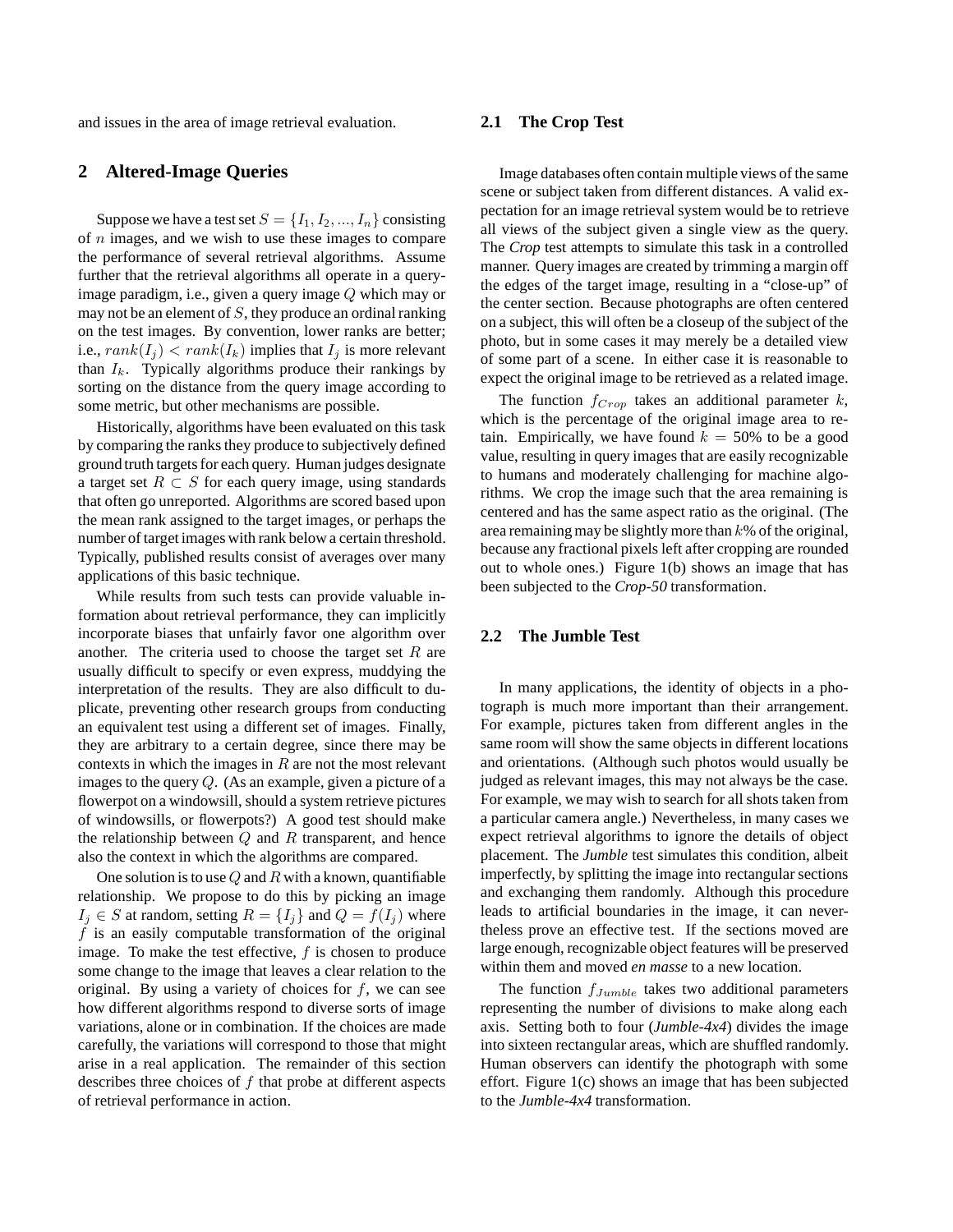and issues in the area of image retrieval evaluation.

## 2 Altered-Image Queries

Suppose we have a test set $S = \{I_1, I_2, ..., I_n\}$ consisting of $n$ images, and we wish to use these images to compare the performance of several retrieval algorithms. Assume further that the retrieval algorithms all operate in a query-image paradigm, i.e., given a query image $Q$ which may or may not be an element of $S$, they produce an ordinal ranking on the test images. By convention, lower ranks are better; i.e., $rank(I_j) < rank(I_k)$ implies that $I_j$ is more relevant than $I_k$. Typically algorithms produce their rankings by sorting on the distance from the query image according to some metric, but other mechanisms are possible.

Historically, algorithms have been evaluated on this task by comparing the ranks they produce to subjectively defined ground truth targets for each query. Human judges designate a target set $R \subset S$ for each query image, using standards that often go unreported. Algorithms are scored based upon the mean rank assigned to the target images, or perhaps the number of target images with rank below a certain threshold. Typically, published results consist of averages over many applications of this basic technique.

While results from such tests can provide valuable information about retrieval performance, they can implicitly incorporate biases that unfairly favor one algorithm over another. The criteria used to choose the target set $R$ are usually difficult to specify or even express, muddying the interpretation of the results. They are also difficult to duplicate, preventing other research groups from conducting an equivalent test using a different set of images. Finally, they are arbitrary to a certain degree, since there may be contexts in which the images in $R$ are not the most relevant images to the query $Q$. (As an example, given a picture of a flowerpot on a windowsill, should a system retrieve pictures of windowsills, or flowerpots?) A good test should make the relationship between $Q$ and $R$ transparent, and hence also the context in which the algorithms are compared.

One solution is to use $Q$ and $R$ with a known, quantifiable relationship. We propose to do this by picking an image $I_j \in S$ at random, setting $R = \{I_j\}$ and $Q = f(I_j)$ where $f$ is an easily computable transformation of the original image. To make the test effective, $f$ is chosen to produce some change to the image that leaves a clear relation to the original. By using a variety of choices for $f$, we can see how different algorithms respond to diverse sorts of image variations, alone or in combination. If the choices are made carefully, the variations will correspond to those that might arise in a real application. The remainder of this section describes three choices of $f$ that probe at different aspects of retrieval performance in action.

### 2.1 The Crop Test

Image databases often contain multiple views of the same scene or subject taken from different distances. A valid expectation for an image retrieval system would be to retrieve all views of the subject given a single view as the query. The *Crop* test attempts to simulate this task in a controlled manner. Query images are created by trimming a margin off the edges of the target image, resulting in a "close-up" of the center section. Because photographs are often centered on a subject, this will often be a closeup of the subject of the photo, but in some cases it may merely be a detailed view of some part of a scene. In either case it is reasonable to expect the original image to be retrieved as a related image.

The function $f_{Crop}$ takes an additional parameter $k$, which is the percentage of the original image area to retain. Empirically, we have found $k = 50\%$ to be a good value, resulting in query images that are easily recognizable to humans and moderately challenging for machine algorithms. We crop the image such that the area remaining is centered and has the same aspect ratio as the original. (The area remaining may be slightly more than $k$% of the original, because any fractional pixels left after cropping are rounded out to whole ones.) Figure 1(b) shows an image that has been subjected to the *Crop-50* transformation.

### 2.2 The Jumble Test

In many applications, the identity of objects in a photograph is much more important than their arrangement. For example, pictures taken from different angles in the same room will show the same objects in different locations and orientations. (Although such photos would usually be judged as relevant images, this may not always be the case. For example, we may wish to search for all shots taken from a particular camera angle.) Nevertheless, in many cases we expect retrieval algorithms to ignore the details of object placement. The *Jumble* test simulates this condition, albeit imperfectly, by splitting the image into rectangular sections and exchanging them randomly. Although this procedure leads to artificial boundaries in the image, it can nevertheless prove an effective test. If the sections moved are large enough, recognizable object features will be preserved within them and moved *en masse* to a new location.

The function $f_{Jumble}$ takes two additional parameters representing the number of divisions to make along each axis. Setting both to four (*Jumble-4x4*) divides the image into sixteen rectangular areas, which are shuffled randomly. Human observers can identify the photograph with some effort. Figure 1(c) shows an image that has been subjected to the *Jumble-4x4* transformation.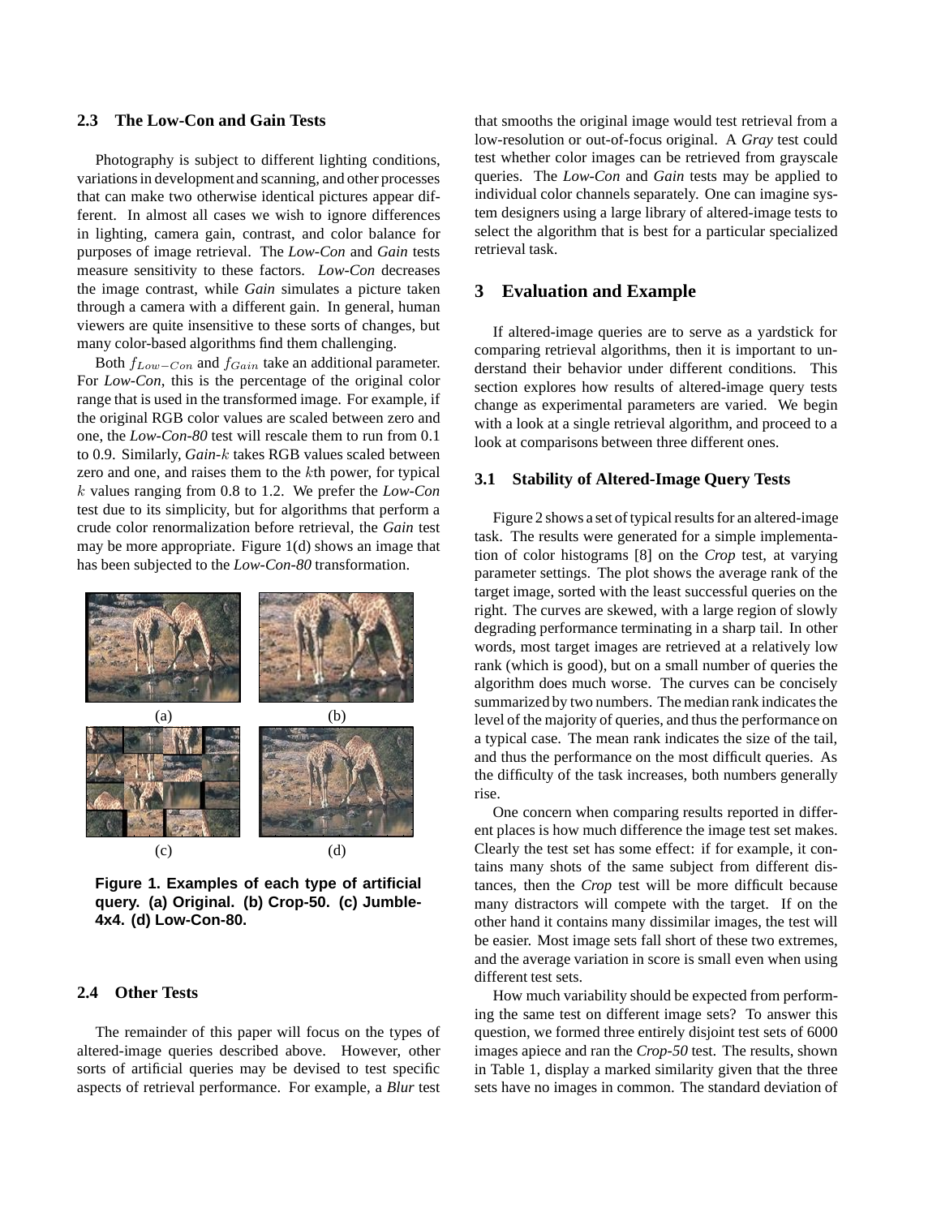### 2.3 The Low-Con and Gain Tests

Photography is subject to different lighting conditions, variations in development and scanning, and other processes that can make two otherwise identical pictures appear different. In almost all cases we wish to ignore differences in lighting, camera gain, contrast, and color balance for purposes of image retrieval. The *Low-Con* and *Gain* tests measure sensitivity to these factors. *Low-Con* decreases the image contrast, while *Gain* simulates a picture taken through a camera with a different gain. In general, human viewers are quite insensitive to these sorts of changes, but many color-based algorithms find them challenging.

Both $f_{Low-Con}$ and $f_{Gain}$ take an additional parameter. For *Low-Con*, this is the percentage of the original color range that is used in the transformed image. For example, if the original RGB color values are scaled between zero and one, the *Low-Con-80* test will rescale them to run from 0.1 to 0.9. Similarly, *Gain*-$k$ takes RGB values scaled between zero and one, and raises them to the $k$th power, for typical $k$ values ranging from 0.8 to 1.2. We prefer the *Low-Con* test due to its simplicity, but for algorithms that perform a crude color renormalization before retrieval, the *Gain* test may be more appropriate. Figure 1(d) shows an image that has been subjected to the *Low-Con-80* transformation.

(a) (b) (c) (d)

**Figure 1. Examples of each type of artificial query. (a) Original. (b) Crop-50. (c) Jumble-4x4. (d) Low-Con-80.**

### 2.4 Other Tests

The remainder of this paper will focus on the types of altered-image queries described above. However, other sorts of artificial queries may be devised to test specific aspects of retrieval performance. For example, a *Blur* test that smooths the original image would test retrieval from a low-resolution or out-of-focus original. A *Gray* test could test whether color images can be retrieved from grayscale queries. The *Low-Con* and *Gain* tests may be applied to individual color channels separately. One can imagine system designers using a large library of altered-image tests to select the algorithm that is best for a particular specialized retrieval task.

## 3 Evaluation and Example

If altered-image queries are to serve as a yardstick for comparing retrieval algorithms, then it is important to understand their behavior under different conditions. This section explores how results of altered-image query tests change as experimental parameters are varied. We begin with a look at a single retrieval algorithm, and proceed to a look at comparisons between three different ones.

### 3.1 Stability of Altered-Image Query Tests

Figure 2 shows a set of typical results for an altered-image task. The results were generated for a simple implementation of color histograms [8] on the *Crop* test, at varying parameter settings. The plot shows the average rank of the target image, sorted with the least successful queries on the right. The curves are skewed, with a large region of slowly degrading performance terminating in a sharp tail. In other words, most target images are retrieved at a relatively low rank (which is good), but on a small number of queries the algorithm does much worse. The curves can be concisely summarized by two numbers. The median rank indicates the level of the majority of queries, and thus the performance on a typical case. The mean rank indicates the size of the tail, and thus the performance on the most difficult queries. As the difficulty of the task increases, both numbers generally rise.

One concern when comparing results reported in different places is how much difference the image test set makes. Clearly the test set has some effect: if for example, it contains many shots of the same subject from different distances, then the *Crop* test will be more difficult because many distractors will compete with the target. If on the other hand it contains many dissimilar images, the test will be easier. Most image sets fall short of these two extremes, and the average variation in score is small even when using different test sets.

How much variability should be expected from performing the same test on different image sets? To answer this question, we formed three entirely disjoint test sets of 6000 images apiece and ran the *Crop-50* test. The results, shown in Table 1, display a marked similarity given that the three sets have no images in common. The standard deviation of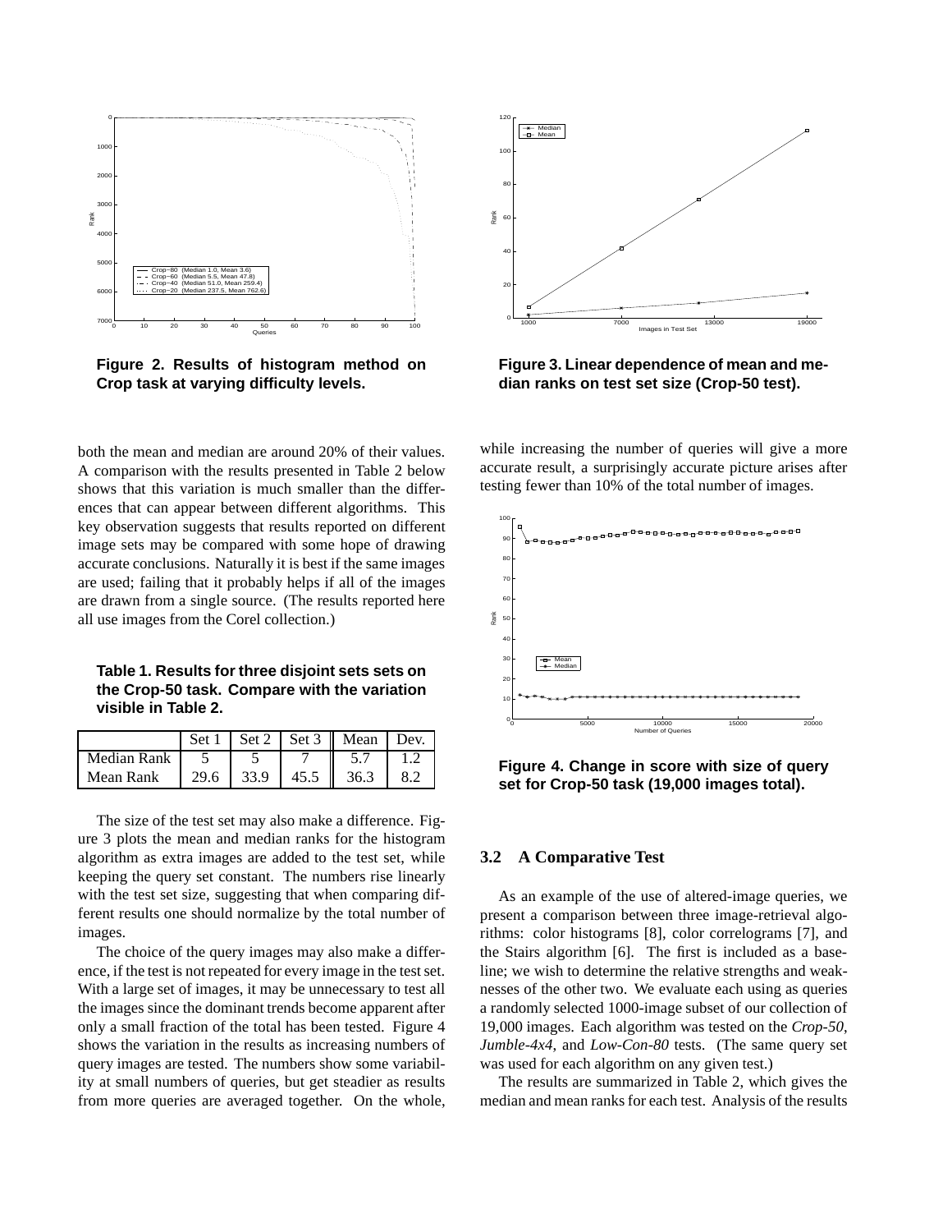**Figure 2. Results of histogram method on Crop task at varying difficulty levels.**

**Figure 3. Linear dependence of mean and median ranks on test set size (Crop-50 test).**

both the mean and median are around 20% of their values. A comparison with the results presented in Table 2 below shows that this variation is much smaller than the differences that can appear between different algorithms. This key observation suggests that results reported on different image sets may be compared with some hope of drawing accurate conclusions. Naturally it is best if the same images are used; failing that it probably helps if all of the images are drawn from a single source. (The results reported here all use images from the Corel collection.)

**Table 1. Results for three disjoint sets sets on the Crop-50 task. Compare with the variation visible in Table 2.**

| | Set 1 | Set 2 | Set 3 | Mean | Dev. |
|---|---|---|---|---|---|
| Median Rank | 5 | 5 | 7 | 5.7 | 1.2 |
| Mean Rank | 29.6 | 33.9 | 45.5 | 36.3 | 8.2 |

The size of the test set may also make a difference. Figure 3 plots the mean and median ranks for the histogram algorithm as extra images are added to the test set, while keeping the query set constant. The numbers rise linearly with the test set size, suggesting that when comparing different results one should normalize by the total number of images.

The choice of the query images may also make a difference, if the test is not repeated for every image in the test set. With a large set of images, it may be unnecessary to test all the images since the dominant trends become apparent after only a small fraction of the total has been tested. Figure 4 shows the variation in the results as increasing numbers of query images are tested. The numbers show some variability at small numbers of queries, but get steadier as results from more queries are averaged together. On the whole, while increasing the number of queries will give a more accurate result, a surprisingly accurate picture arises after testing fewer than 10% of the total number of images.

**Figure 4. Change in score with size of query set for Crop-50 task (19,000 images total).**

## 3.2 A Comparative Test

As an example of the use of altered-image queries, we present a comparison between three image-retrieval algorithms: color histograms [8], color correlograms [7], and the Stairs algorithm [6]. The first is included as a baseline; we wish to determine the relative strengths and weaknesses of the other two. We evaluate each using as queries a randomly selected 1000-image subset of our collection of 19,000 images. Each algorithm was tested on the *Crop-50*, *Jumble-4x4*, and *Low-Con-80* tests. (The same query set was used for each algorithm on any given test.)

The results are summarized in Table 2, which gives the median and mean ranks for each test. Analysis of the results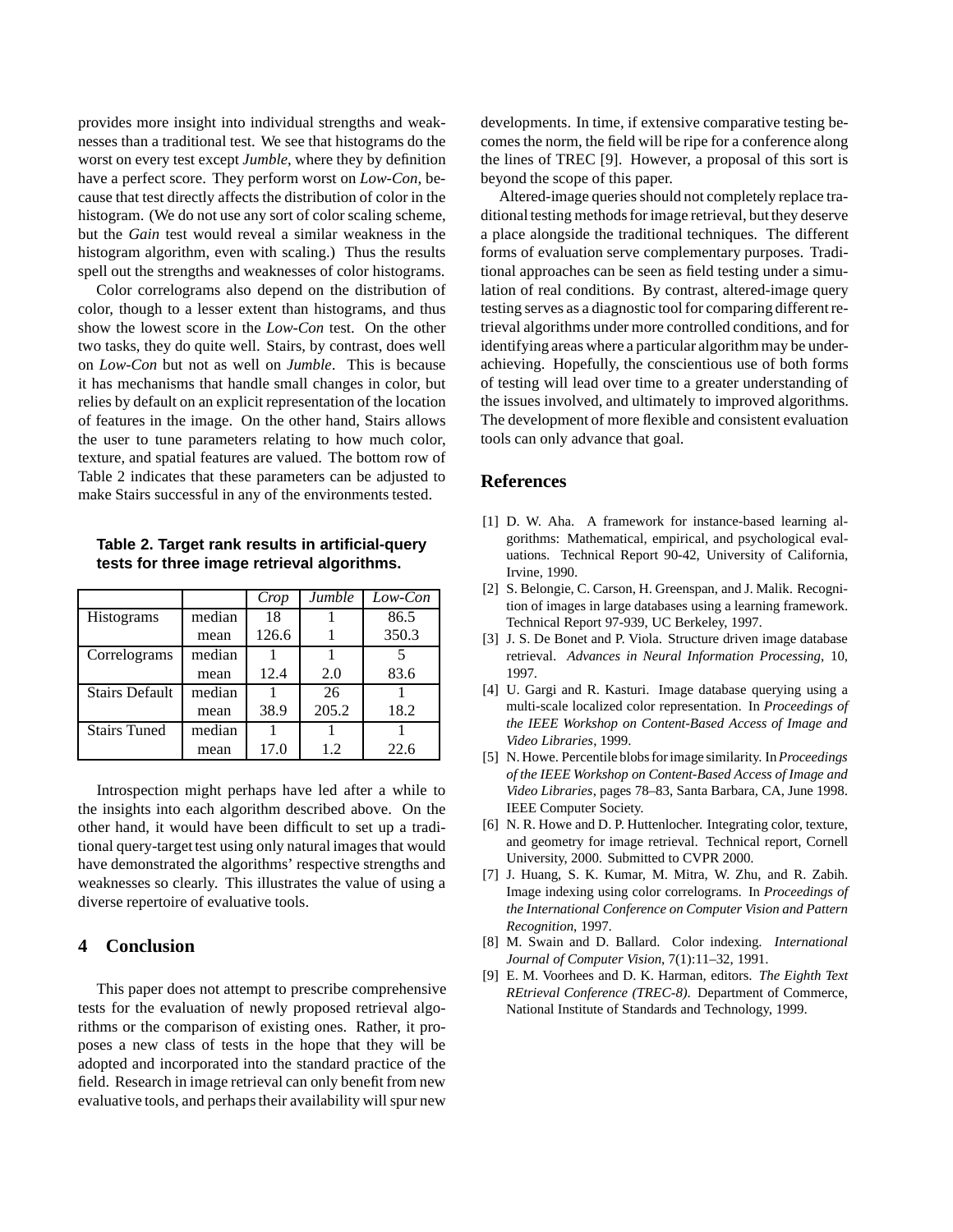provides more insight into individual strengths and weaknesses than a traditional test. We see that histograms do the worst on every test except *Jumble*, where they by definition have a perfect score. They perform worst on *Low-Con*, because that test directly affects the distribution of color in the histogram. (We do not use any sort of color scaling scheme, but the *Gain* test would reveal a similar weakness in the histogram algorithm, even with scaling.) Thus the results spell out the strengths and weaknesses of color histograms.

Color correlograms also depend on the distribution of color, though to a lesser extent than histograms, and thus show the lowest score in the *Low-Con* test. On the other two tasks, they do quite well. Stairs, by contrast, does well on *Low-Con* but not as well on *Jumble*. This is because it has mechanisms that handle small changes in color, but relies by default on an explicit representation of the location of features in the image. On the other hand, Stairs allows the user to tune parameters relating to how much color, texture, and spatial features are valued. The bottom row of Table 2 indicates that these parameters can be adjusted to make Stairs successful in any of the environments tested.

**Table 2. Target rank results in artificial-query tests for three image retrieval algorithms.**

| | | *Crop* | *Jumble* | *Low-Con* |
|---|---|---|---|---|
| Histograms | median | 18 | 1 | 86.5 |
| | mean | 126.6 | 1 | 350.3 |
| Correlograms | median | 1 | 1 | 5 |
| | mean | 12.4 | 2.0 | 83.6 |
| Stairs Default | median | 1 | 26 | 1 |
| | mean | 38.9 | 205.2 | 18.2 |
| Stairs Tuned | median | 1 | 1 | 1 |
| | mean | 17.0 | 1.2 | 22.6 |

Introspection might perhaps have led after a while to the insights into each algorithm described above. On the other hand, it would have been difficult to set up a traditional query-target test using only natural images that would have demonstrated the algorithms' respective strengths and weaknesses so clearly. This illustrates the value of using a diverse repertoire of evaluative tools.

## 4 Conclusion

This paper does not attempt to prescribe comprehensive tests for the evaluation of newly proposed retrieval algorithms or the comparison of existing ones. Rather, it proposes a new class of tests in the hope that they will be adopted and incorporated into the standard practice of the field. Research in image retrieval can only benefit from new evaluative tools, and perhaps their availability will spur new developments. In time, if extensive comparative testing becomes the norm, the field will be ripe for a conference along the lines of TREC [9]. However, a proposal of this sort is beyond the scope of this paper.

Altered-image queries should not completely replace traditional testing methods for image retrieval, but they deserve a place alongside the traditional techniques. The different forms of evaluation serve complementary purposes. Traditional approaches can be seen as field testing under a simulation of real conditions. By contrast, altered-image query testing serves as a diagnostic tool for comparing different retrieval algorithms under more controlled conditions, and for identifying areas where a particular algorithm may be underachieving. Hopefully, the conscientious use of both forms of testing will lead over time to a greater understanding of the issues involved, and ultimately to improved algorithms. The development of more flexible and consistent evaluation tools can only advance that goal.

## References

[1] D. W. Aha. A framework for instance-based learning algorithms: Mathematical, empirical, and psychological evaluations. Technical Report 90-42, University of California, Irvine, 1990.

[2] S. Belongie, C. Carson, H. Greenspan, and J. Malik. Recognition of images in large databases using a learning framework. Technical Report 97-939, UC Berkeley, 1997.

[3] J. S. De Bonet and P. Viola. Structure driven image database retrieval. *Advances in Neural Information Processing*, 10, 1997.

[4] U. Gargi and R. Kasturi. Image database querying using a multi-scale localized color representation. In *Proceedings of the IEEE Workshop on Content-Based Access of Image and Video Libraries*, 1999.

[5] N. Howe. Percentile blobs for image similarity. In *Proceedings of the IEEE Workshop on Content-Based Access of Image and Video Libraries*, pages 78–83, Santa Barbara, CA, June 1998. IEEE Computer Society.

[6] N. R. Howe and D. P. Huttenlocher. Integrating color, texture, and geometry for image retrieval. Technical report, Cornell University, 2000. Submitted to CVPR 2000.

[7] J. Huang, S. K. Kumar, M. Mitra, W. Zhu, and R. Zabih. Image indexing using color correlograms. In *Proceedings of the International Conference on Computer Vision and Pattern Recognition*, 1997.

[8] M. Swain and D. Ballard. Color indexing. *International Journal of Computer Vision*, 7(1):11–32, 1991.

[9] E. M. Voorhees and D. K. Harman, editors. *The Eighth Text REtrieval Conference (TREC-8)*. Department of Commerce, National Institute of Standards and Technology, 1999.